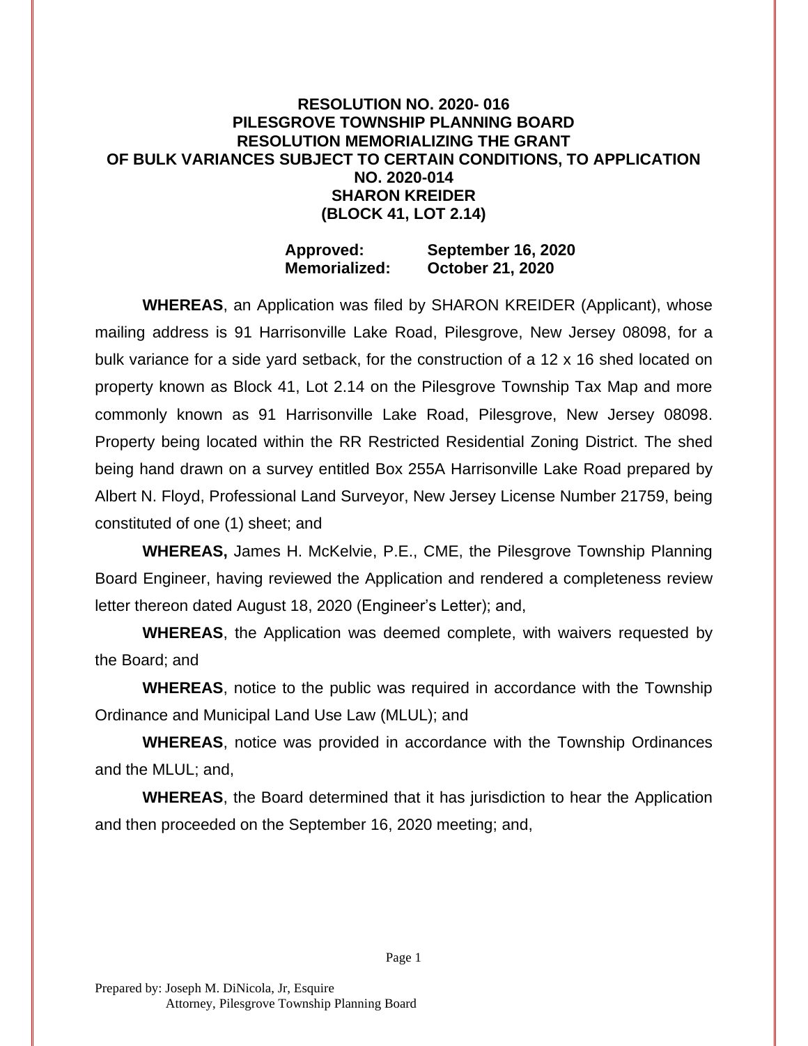**RESOLUTION NO. 2020- 016**
**PILESGROVE TOWNSHIP PLANNING BOARD**
**RESOLUTION MEMORIALIZING THE GRANT**
**OF BULK VARIANCES SUBJECT TO CERTAIN CONDITIONS, TO APPLICATION NO. 2020-014**
**SHARON KREIDER**
**(BLOCK 41, LOT 2.14)**

**Approved:** **September 16, 2020**
**Memorialized:** **October 21, 2020**

**WHEREAS**, an Application was filed by SHARON KREIDER (Applicant), whose mailing address is 91 Harrisonville Lake Road, Pilesgrove, New Jersey 08098, for a bulk variance for a side yard setback, for the construction of a 12 x 16 shed located on property known as Block 41, Lot 2.14 on the Pilesgrove Township Tax Map and more commonly known as 91 Harrisonville Lake Road, Pilesgrove, New Jersey 08098. Property being located within the RR Restricted Residential Zoning District. The shed being hand drawn on a survey entitled Box 255A Harrisonville Lake Road prepared by Albert N. Floyd, Professional Land Surveyor, New Jersey License Number 21759, being constituted of one (1) sheet; and

**WHEREAS,** James H. McKelvie, P.E., CME, the Pilesgrove Township Planning Board Engineer, having reviewed the Application and rendered a completeness review letter thereon dated August 18, 2020 (Engineer's Letter); and,

**WHEREAS**, the Application was deemed complete, with waivers requested by the Board; and

**WHEREAS**, notice to the public was required in accordance with the Township Ordinance and Municipal Land Use Law (MLUL); and

**WHEREAS**, notice was provided in accordance with the Township Ordinances and the MLUL; and,

**WHEREAS**, the Board determined that it has jurisdiction to hear the Application and then proceeded on the September 16, 2020 meeting; and,

Prepared by: Joseph M. DiNicola, Jr, Esquire
Attorney, Pilesgrove Township Planning Board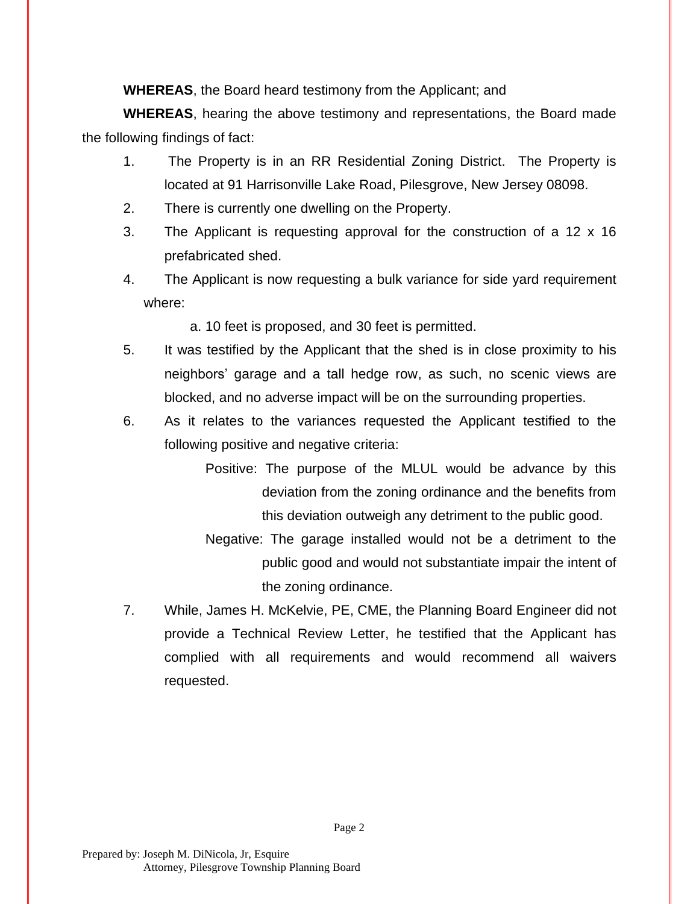**WHEREAS**, the Board heard testimony from the Applicant; and

**WHEREAS**, hearing the above testimony and representations, the Board made the following findings of fact:

1. The Property is in an RR Residential Zoning District. The Property is located at 91 Harrisonville Lake Road, Pilesgrove, New Jersey 08098.
2. There is currently one dwelling on the Property.
3. The Applicant is requesting approval for the construction of a 12 x 16 prefabricated shed.
4. The Applicant is now requesting a bulk variance for side yard requirement where:

   a. 10 feet is proposed, and 30 feet is permitted.
5. It was testified by the Applicant that the shed is in close proximity to his neighbors' garage and a tall hedge row, as such, no scenic views are blocked, and no adverse impact will be on the surrounding properties.
6. As it relates to the variances requested the Applicant testified to the following positive and negative criteria:

   Positive: The purpose of the MLUL would be advance by this deviation from the zoning ordinance and the benefits from this deviation outweigh any detriment to the public good.

   Negative: The garage installed would not be a detriment to the public good and would not substantiate impair the intent of the zoning ordinance.
7. While, James H. McKelvie, PE, CME, the Planning Board Engineer did not provide a Technical Review Letter, he testified that the Applicant has complied with all requirements and would recommend all waivers requested.

Prepared by: Joseph M. DiNicola, Jr, Esquire
Attorney, Pilesgrove Township Planning Board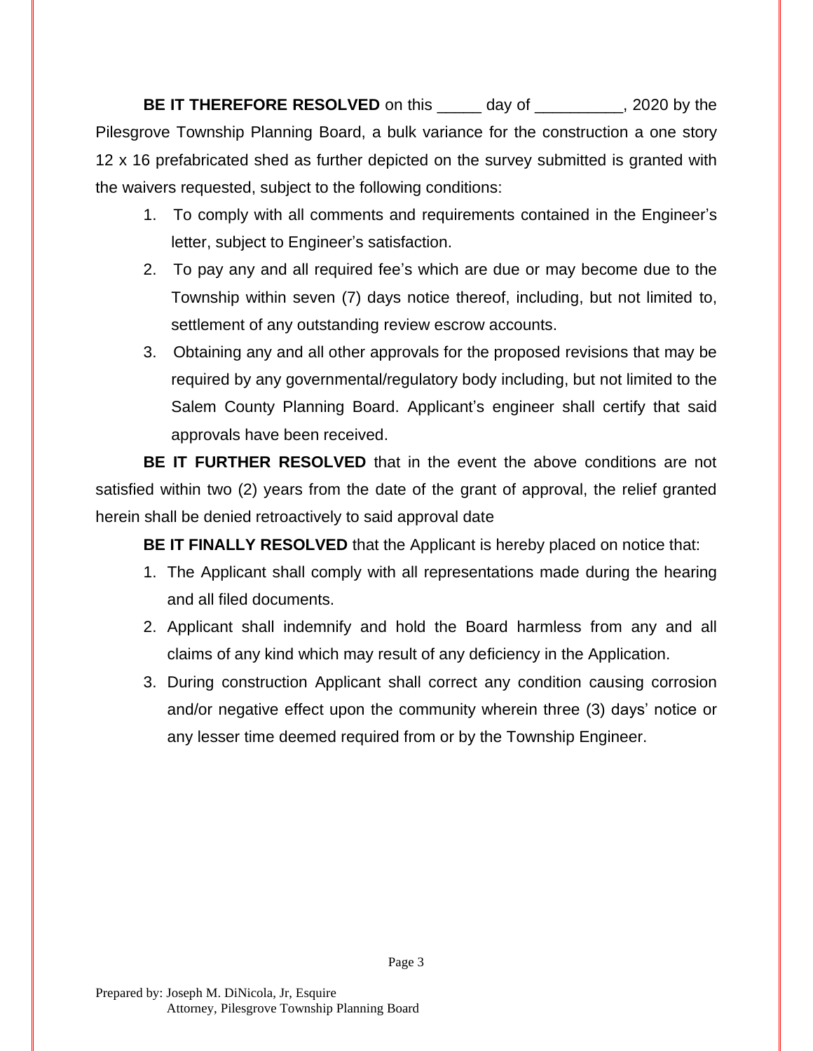**BE IT THEREFORE RESOLVED** on this _____ day of __________, 2020 by the Pilesgrove Township Planning Board, a bulk variance for the construction a one story 12 x 16 prefabricated shed as further depicted on the survey submitted is granted with the waivers requested, subject to the following conditions:

1. To comply with all comments and requirements contained in the Engineer's letter, subject to Engineer's satisfaction.
2. To pay any and all required fee's which are due or may become due to the Township within seven (7) days notice thereof, including, but not limited to, settlement of any outstanding review escrow accounts.
3. Obtaining any and all other approvals for the proposed revisions that may be required by any governmental/regulatory body including, but not limited to the Salem County Planning Board. Applicant's engineer shall certify that said approvals have been received.

**BE IT FURTHER RESOLVED** that in the event the above conditions are not satisfied within two (2) years from the date of the grant of approval, the relief granted herein shall be denied retroactively to said approval date

**BE IT FINALLY RESOLVED** that the Applicant is hereby placed on notice that:

1. The Applicant shall comply with all representations made during the hearing and all filed documents.
2. Applicant shall indemnify and hold the Board harmless from any and all claims of any kind which may result of any deficiency in the Application.
3. During construction Applicant shall correct any condition causing corrosion and/or negative effect upon the community wherein three (3) days' notice or any lesser time deemed required from or by the Township Engineer.

Prepared by: Joseph M. DiNicola, Jr, Esquire
Attorney, Pilesgrove Township Planning Board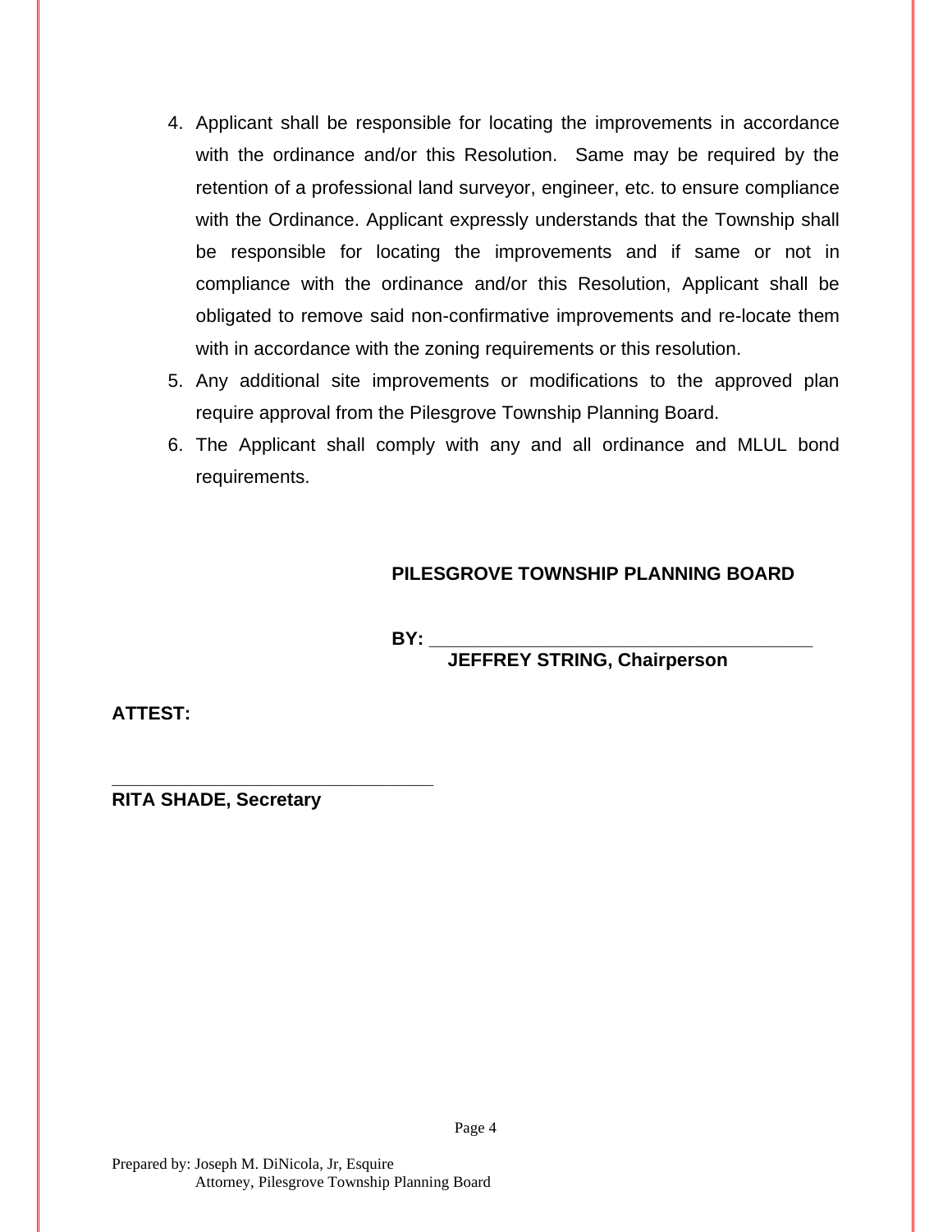4. Applicant shall be responsible for locating the improvements in accordance with the ordinance and/or this Resolution. Same may be required by the retention of a professional land surveyor, engineer, etc. to ensure compliance with the Ordinance. Applicant expressly understands that the Township shall be responsible for locating the improvements and if same or not in compliance with the ordinance and/or this Resolution, Applicant shall be obligated to remove said non-confirmative improvements and re-locate them with in accordance with the zoning requirements or this resolution.
5. Any additional site improvements or modifications to the approved plan require approval from the Pilesgrove Township Planning Board.
6. The Applicant shall comply with any and all ordinance and MLUL bond requirements.

**PILESGROVE TOWNSHIP PLANNING BOARD**

**BY:** ________________________________________
**JEFFREY STRING, Chairperson**

**ATTEST:**

__________________________________
**RITA SHADE, Secretary**

Prepared by: Joseph M. DiNicola, Jr, Esquire
Attorney, Pilesgrove Township Planning Board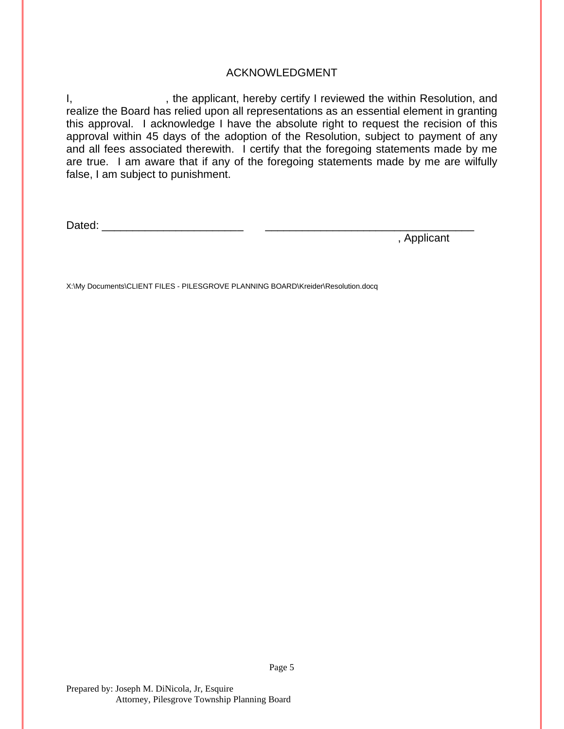## ACKNOWLEDGMENT

I, , the applicant, hereby certify I reviewed the within Resolution, and realize the Board has relied upon all representations as an essential element in granting this approval. I acknowledge I have the absolute right to request the recision of this approval within 45 days of the adoption of the Resolution, subject to payment of any and all fees associated therewith. I certify that the foregoing statements made by me are true. I am aware that if any of the foregoing statements made by me are wilfully false, I am subject to punishment.

Dated: _______________________ __________________________________
, Applicant

X:\My Documents\CLIENT FILES - PILESGROVE PLANNING BOARD\Kreider\Resolution.docq

Prepared by: Joseph M. DiNicola, Jr, Esquire
Attorney, Pilesgrove Township Planning Board